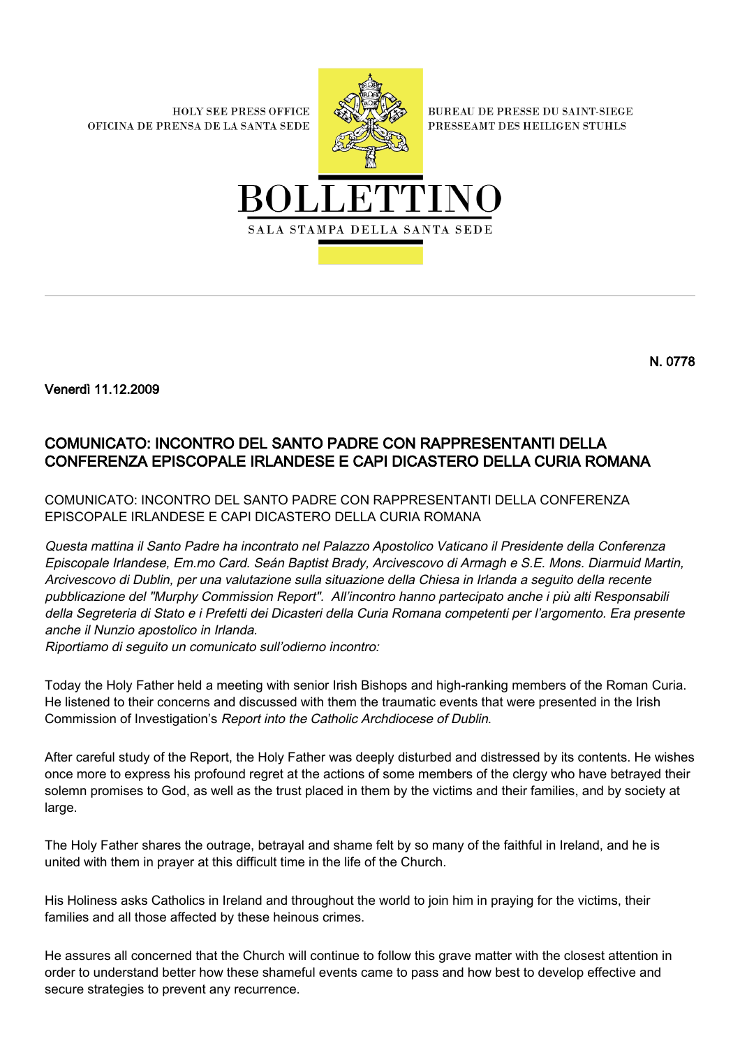HOLY SEE PRESS OFFICE
OFICINA DE PRENSA DE LA SANTA SEDE

BUREAU DE PRESSE DU SAINT-SIEGE
PRESSEAMT DES HEILIGEN STUHLS

# BOLLETTINO

SALA STAMPA DELLA SANTA SEDE

**N. 0778**

**Venerdì 11.12.2009**

## COMUNICATO: INCONTRO DEL SANTO PADRE CON RAPPRESENTANTI DELLA CONFERENZA EPISCOPALE IRLANDESE E CAPI DICASTERO DELLA CURIA ROMANA

COMUNICATO: INCONTRO DEL SANTO PADRE CON RAPPRESENTANTI DELLA CONFERENZA EPISCOPALE IRLANDESE E CAPI DICASTERO DELLA CURIA ROMANA

*Questa mattina il Santo Padre ha incontrato nel Palazzo Apostolico Vaticano il Presidente della Conferenza Episcopale Irlandese, Em.mo Card. Seán Baptist Brady, Arcivescovo di Armagh e S.E. Mons. Diarmuid Martin, Arcivescovo di Dublin, per una valutazione sulla situazione della Chiesa in Irlanda a seguito della recente pubblicazione del "Murphy Commission Report". All'incontro hanno partecipato anche i più alti Responsabili della Segreteria di Stato e i Prefetti dei Dicasteri della Curia Romana competenti per l'argomento. Era presente anche il Nunzio apostolico in Irlanda.*
*Riportiamo di seguito un comunicato sull'odierno incontro:*

Today the Holy Father held a meeting with senior Irish Bishops and high-ranking members of the Roman Curia. He listened to their concerns and discussed with them the traumatic events that were presented in the Irish Commission of Investigation's *Report into the Catholic Archdiocese of Dublin*.

After careful study of the Report, the Holy Father was deeply disturbed and distressed by its contents. He wishes once more to express his profound regret at the actions of some members of the clergy who have betrayed their solemn promises to God, as well as the trust placed in them by the victims and their families, and by society at large.

The Holy Father shares the outrage, betrayal and shame felt by so many of the faithful in Ireland, and he is united with them in prayer at this difficult time in the life of the Church.

His Holiness asks Catholics in Ireland and throughout the world to join him in praying for the victims, their families and all those affected by these heinous crimes.

He assures all concerned that the Church will continue to follow this grave matter with the closest attention in order to understand better how these shameful events came to pass and how best to develop effective and secure strategies to prevent any recurrence.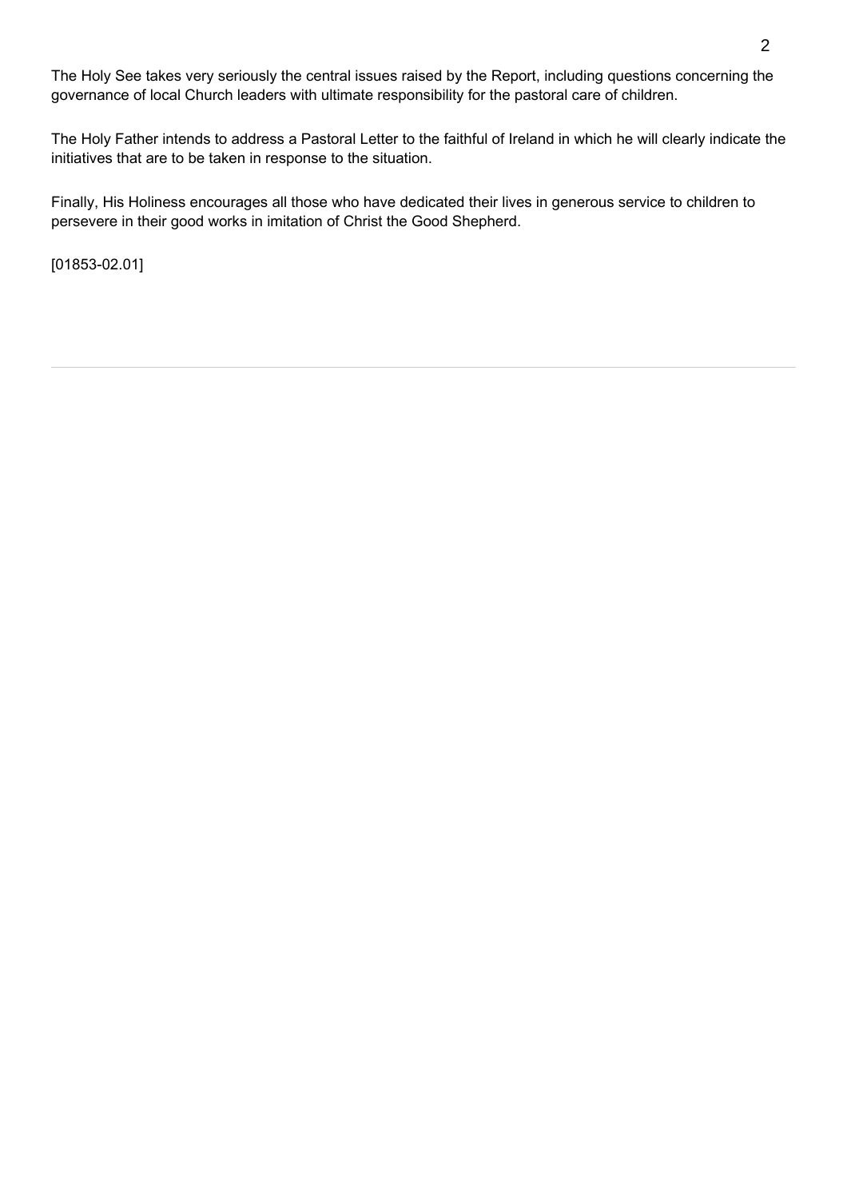The Holy See takes very seriously the central issues raised by the Report, including questions concerning the governance of local Church leaders with ultimate responsibility for the pastoral care of children.

The Holy Father intends to address a Pastoral Letter to the faithful of Ireland in which he will clearly indicate the initiatives that are to be taken in response to the situation.

Finally, His Holiness encourages all those who have dedicated their lives in generous service to children to persevere in their good works in imitation of Christ the Good Shepherd.

[01853-02.01]